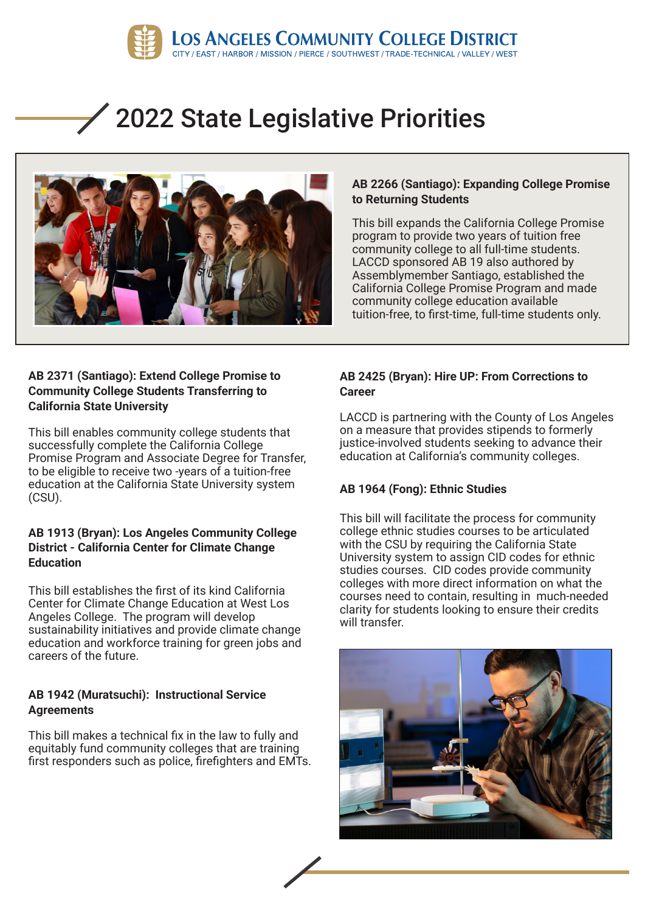**LOS ANGELES COMMUNITY COLLEGE DISTRICT**
CITY / EAST / HARBOR / MISSION / PIERCE / SOUTHWEST / TRADE-TECHNICAL / VALLEY / WEST

# 2022 State Legislative Priorities

### AB 2266 (Santiago): Expanding College Promise to Returning Students

This bill expands the California College Promise program to provide two years of tuition free community college to all full-time students. LACCD sponsored AB 19 also authored by Assemblymember Santiago, established the California College Promise Program and made community college education available tuition-free, to first-time, full-time students only.

### AB 2371 (Santiago): Extend College Promise to Community College Students Transferring to California State University

This bill enables community college students that successfully complete the California College Promise Program and Associate Degree for Transfer, to be eligible to receive two -years of a tuition-free education at the California State University system (CSU).

### AB 1913 (Bryan): Los Angeles Community College District - California Center for Climate Change Education

This bill establishes the first of its kind California Center for Climate Change Education at West Los Angeles College. The program will develop sustainability initiatives and provide climate change education and workforce training for green jobs and careers of the future.

### AB 1942 (Muratsuchi): Instructional Service Agreements

This bill makes a technical fix in the law to fully and equitably fund community colleges that are training first responders such as police, firefighters and EMTs.

### AB 2425 (Bryan): Hire UP: From Corrections to Career

LACCD is partnering with the County of Los Angeles on a measure that provides stipends to formerly justice-involved students seeking to advance their education at California's community colleges.

### AB 1964 (Fong): Ethnic Studies

This bill will facilitate the process for community college ethnic studies courses to be articulated with the CSU by requiring the California State University system to assign CID codes for ethnic studies courses. CID codes provide community colleges with more direct information on what the courses need to contain, resulting in much-needed clarity for students looking to ensure their credits will transfer.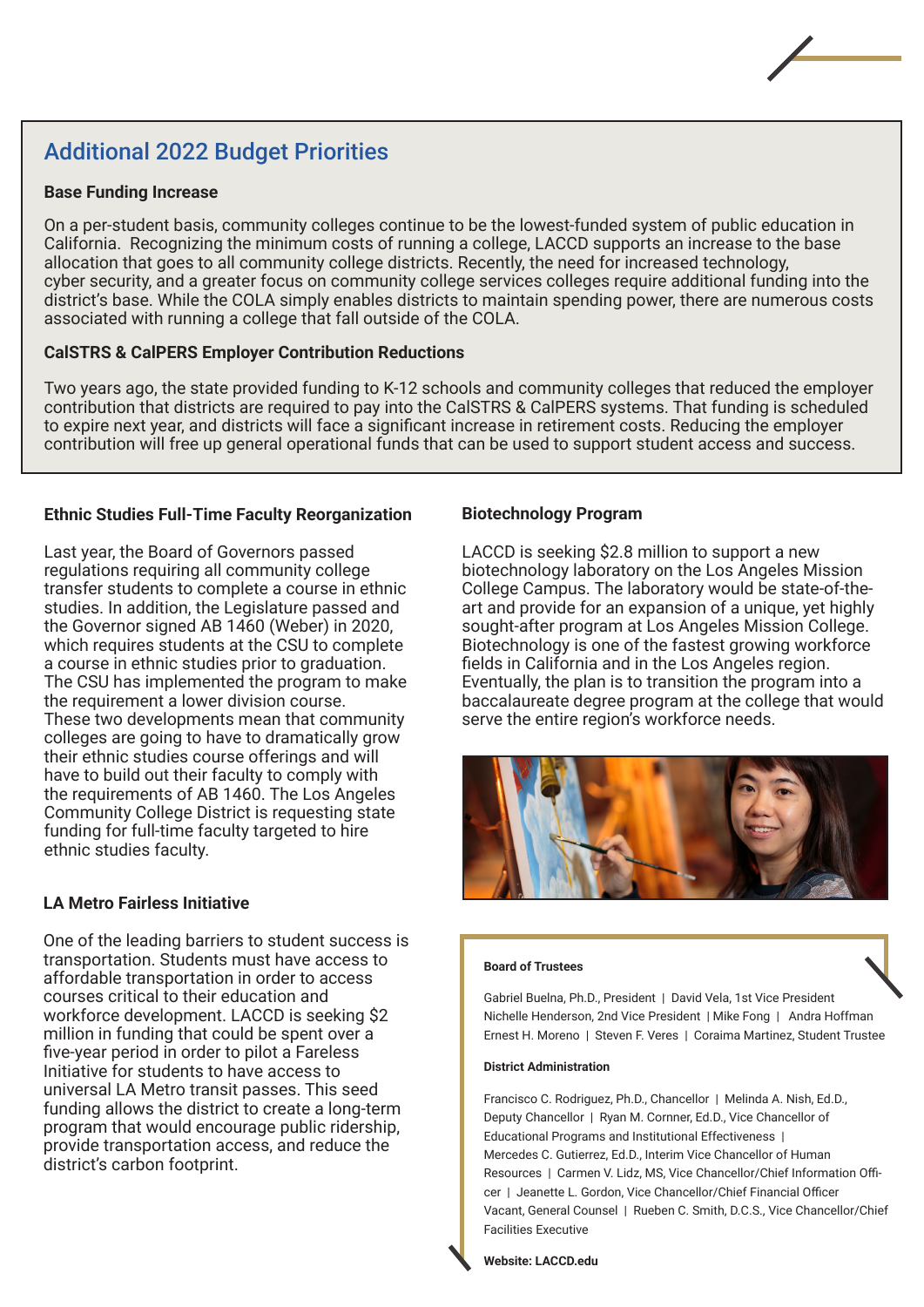## Additional 2022 Budget Priorities

### Base Funding Increase

On a per-student basis, community colleges continue to be the lowest-funded system of public education in California. Recognizing the minimum costs of running a college, LACCD supports an increase to the base allocation that goes to all community college districts. Recently, the need for increased technology, cyber security, and a greater focus on community college services colleges require additional funding into the district's base. While the COLA simply enables districts to maintain spending power, there are numerous costs associated with running a college that fall outside of the COLA.

### CalSTRS & CalPERS Employer Contribution Reductions

Two years ago, the state provided funding to K-12 schools and community colleges that reduced the employer contribution that districts are required to pay into the CalSTRS & CalPERS systems. That funding is scheduled to expire next year, and districts will face a significant increase in retirement costs. Reducing the employer contribution will free up general operational funds that can be used to support student access and success.

### Ethnic Studies Full-Time Faculty Reorganization

Last year, the Board of Governors passed regulations requiring all community college transfer students to complete a course in ethnic studies. In addition, the Legislature passed and the Governor signed AB 1460 (Weber) in 2020, which requires students at the CSU to complete a course in ethnic studies prior to graduation. The CSU has implemented the program to make the requirement a lower division course. These two developments mean that community colleges are going to have to dramatically grow their ethnic studies course offerings and will have to build out their faculty to comply with the requirements of AB 1460. The Los Angeles Community College District is requesting state funding for full-time faculty targeted to hire ethnic studies faculty.

### LA Metro Fairless Initiative

One of the leading barriers to student success is transportation. Students must have access to affordable transportation in order to access courses critical to their education and workforce development. LACCD is seeking $2 million in funding that could be spent over a five-year period in order to pilot a Fareless Initiative for students to have access to universal LA Metro transit passes. This seed funding allows the district to create a long-term program that would encourage public ridership, provide transportation access, and reduce the district's carbon footprint.

### Biotechnology Program

LACCD is seeking $2.8 million to support a new biotechnology laboratory on the Los Angeles Mission College Campus. The laboratory would be state-of-the-art and provide for an expansion of a unique, yet highly sought-after program at Los Angeles Mission College. Biotechnology is one of the fastest growing workforce fields in California and in the Los Angeles region. Eventually, the plan is to transition the program into a baccalaureate degree program at the college that would serve the entire region's workforce needs.

**Board of Trustees**

Gabriel Buelna, Ph.D., President | David Vela, 1st Vice President
Nichelle Henderson, 2nd Vice President | Mike Fong | Andra Hoffman
Ernest H. Moreno | Steven F. Veres | Coraima Martinez, Student Trustee

**District Administration**

Francisco C. Rodriguez, Ph.D., Chancellor | Melinda A. Nish, Ed.D., Deputy Chancellor | Ryan M. Cornner, Ed.D., Vice Chancellor of Educational Programs and Institutional Effectiveness | Mercedes C. Gutierrez, Ed.D., Interim Vice Chancellor of Human Resources | Carmen V. Lidz, MS, Vice Chancellor/Chief Information Officer | Jeanette L. Gordon, Vice Chancellor/Chief Financial Officer
Vacant, General Counsel | Rueben C. Smith, D.C.S., Vice Chancellor/Chief Facilities Executive

**Website: LACCD.edu**